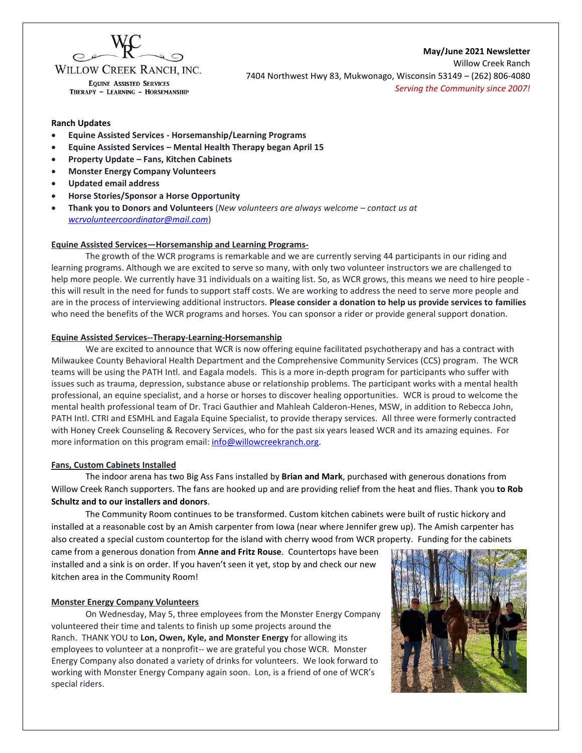WILLOW CREEK RANCH, INC.
EQUINE ASSISTED SERVICES
THERAPY – LEARNING – HORSEMANSHIP

**May/June 2021 Newsletter**
Willow Creek Ranch
7404 Northwest Hwy 83, Mukwonago, Wisconsin 53149 – (262) 806-4080
*Serving the Community since 2007!*

**Ranch Updates**

- **Equine Assisted Services - Horsemanship/Learning Programs**
- **Equine Assisted Services – Mental Health Therapy began April 15**
- **Property Update – Fans, Kitchen Cabinets**
- **Monster Energy Company Volunteers**
- **Updated email address**
- **Horse Stories/Sponsor a Horse Opportunity**
- **Thank you to Donors and Volunteers** (*New volunteers are always welcome – contact us at wcrvolunteercoordinator@mail.com*)

**Equine Assisted Services—Horsemanship and Learning Programs-**

The growth of the WCR programs is remarkable and we are currently serving 44 participants in our riding and learning programs. Although we are excited to serve so many, with only two volunteer instructors we are challenged to help more people. We currently have 31 individuals on a waiting list. So, as WCR grows, this means we need to hire people - this will result in the need for funds to support staff costs. We are working to address the need to serve more people and are in the process of interviewing additional instructors. **Please consider a donation to help us provide services to families** who need the benefits of the WCR programs and horses. You can sponsor a rider or provide general support donation.

**Equine Assisted Services--Therapy-Learning-Horsemanship**

We are excited to announce that WCR is now offering equine facilitated psychotherapy and has a contract with Milwaukee County Behavioral Health Department and the Comprehensive Community Services (CCS) program. The WCR teams will be using the PATH Intl. and Eagala models. This is a more in-depth program for participants who suffer with issues such as trauma, depression, substance abuse or relationship problems. The participant works with a mental health professional, an equine specialist, and a horse or horses to discover healing opportunities. WCR is proud to welcome the mental health professional team of Dr. Traci Gauthier and Mahleah Calderon-Henes, MSW, in addition to Rebecca John, PATH Intl. CTRI and ESMHL and Eagala Equine Specialist, to provide therapy services. All three were formerly contracted with Honey Creek Counseling & Recovery Services, who for the past six years leased WCR and its amazing equines. For more information on this program email: info@willowcreekranch.org.

**Fans, Custom Cabinets Installed**

The indoor arena has two Big Ass Fans installed by **Brian and Mark**, purchased with generous donations from Willow Creek Ranch supporters. The fans are hooked up and are providing relief from the heat and flies. Thank you **to Rob Schultz and to our installers and donors**.

The Community Room continues to be transformed. Custom kitchen cabinets were built of rustic hickory and installed at a reasonable cost by an Amish carpenter from Iowa (near where Jennifer grew up). The Amish carpenter has also created a special custom countertop for the island with cherry wood from WCR property. Funding for the cabinets came from a generous donation from **Anne and Fritz Rouse**. Countertops have been installed and a sink is on order. If you haven't seen it yet, stop by and check our new kitchen area in the Community Room!

**Monster Energy Company Volunteers**

On Wednesday, May 5, three employees from the Monster Energy Company volunteered their time and talents to finish up some projects around the Ranch. THANK YOU to **Lon, Owen, Kyle, and Monster Energy** for allowing its employees to volunteer at a nonprofit-- we are grateful you chose WCR. Monster Energy Company also donated a variety of drinks for volunteers. We look forward to working with Monster Energy Company again soon. Lon, is a friend of one of WCR's special riders.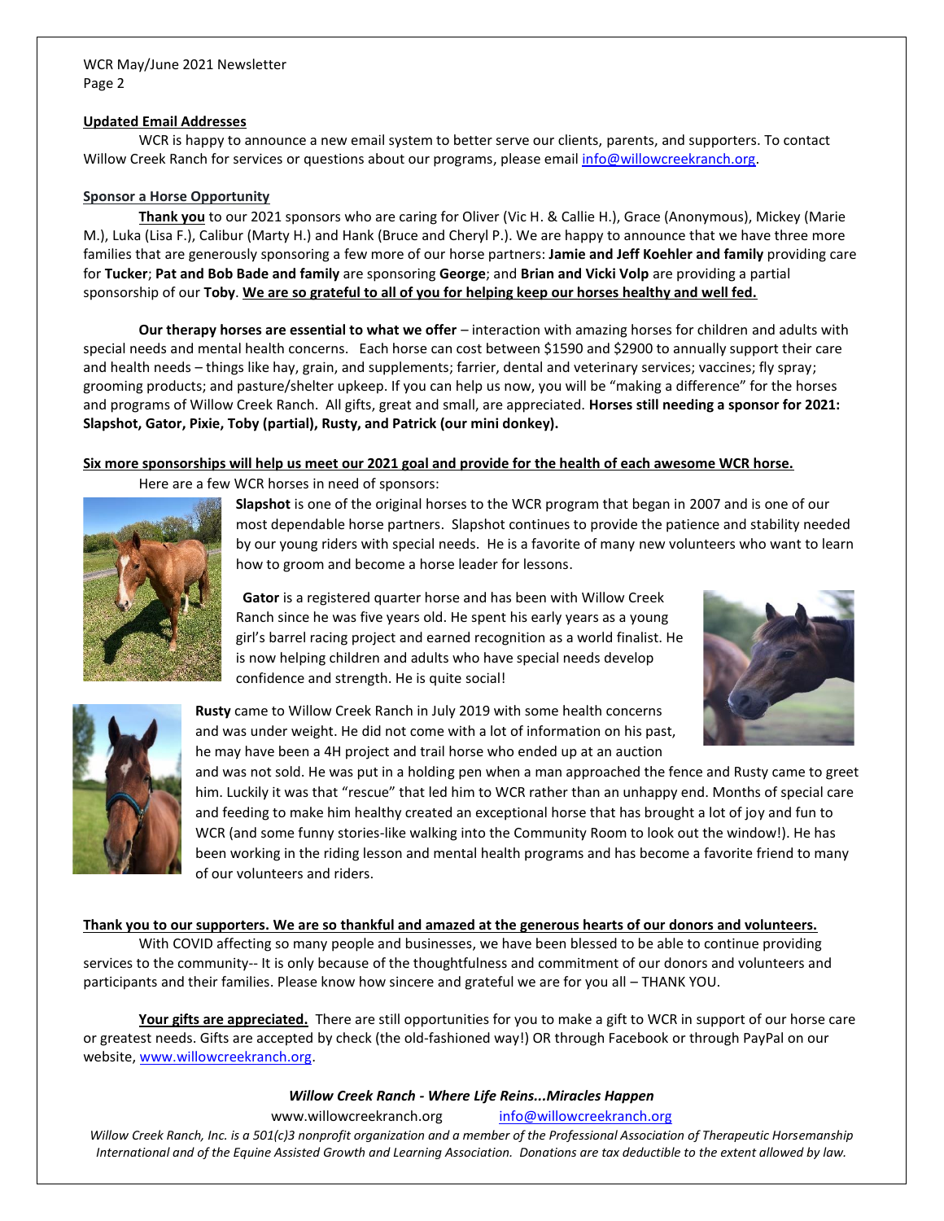**Updated Email Addresses**

WCR is happy to announce a new email system to better serve our clients, parents, and supporters. To contact Willow Creek Ranch for services or questions about our programs, please email info@willowcreekranch.org.

**Sponsor a Horse Opportunity**

**Thank you** to our 2021 sponsors who are caring for Oliver (Vic H. & Callie H.), Grace (Anonymous), Mickey (Marie M.), Luka (Lisa F.), Calibur (Marty H.) and Hank (Bruce and Cheryl P.). We are happy to announce that we have three more families that are generously sponsoring a few more of our horse partners: **Jamie and Jeff Koehler and family** providing care for **Tucker**; **Pat and Bob Bade and family** are sponsoring **George**; and **Brian and Vicki Volp** are providing a partial sponsorship of our **Toby**. **We are so grateful to all of you for helping keep our horses healthy and well fed.**

**Our therapy horses are essential to what we offer** – interaction with amazing horses for children and adults with special needs and mental health concerns. Each horse can cost between $1590 and $2900 to annually support their care and health needs – things like hay, grain, and supplements; farrier, dental and veterinary services; vaccines; fly spray; grooming products; and pasture/shelter upkeep. If you can help us now, you will be "making a difference" for the horses and programs of Willow Creek Ranch. All gifts, great and small, are appreciated. **Horses still needing a sponsor for 2021: Slapshot, Gator, Pixie, Toby (partial), Rusty, and Patrick (our mini donkey).**

**Six more sponsorships will help us meet our 2021 goal and provide for the health of each awesome WCR horse.**

Here are a few WCR horses in need of sponsors:

**Slapshot** is one of the original horses to the WCR program that began in 2007 and is one of our most dependable horse partners. Slapshot continues to provide the patience and stability needed by our young riders with special needs. He is a favorite of many new volunteers who want to learn how to groom and become a horse leader for lessons.

**Gator** is a registered quarter horse and has been with Willow Creek Ranch since he was five years old. He spent his early years as a young girl's barrel racing project and earned recognition as a world finalist. He is now helping children and adults who have special needs develop confidence and strength. He is quite social!

**Rusty** came to Willow Creek Ranch in July 2019 with some health concerns and was under weight. He did not come with a lot of information on his past, he may have been a 4H project and trail horse who ended up at an auction and was not sold. He was put in a holding pen when a man approached the fence and Rusty came to greet him. Luckily it was that "rescue" that led him to WCR rather than an unhappy end. Months of special care and feeding to make him healthy created an exceptional horse that has brought a lot of joy and fun to WCR (and some funny stories-like walking into the Community Room to look out the window!). He has been working in the riding lesson and mental health programs and has become a favorite friend to many of our volunteers and riders.

**Thank you to our supporters. We are so thankful and amazed at the generous hearts of our donors and volunteers.**

With COVID affecting so many people and businesses, we have been blessed to be able to continue providing services to the community-- It is only because of the thoughtfulness and commitment of our donors and volunteers and participants and their families. Please know how sincere and grateful we are for you all – THANK YOU.

**Your gifts are appreciated.** There are still opportunities for you to make a gift to WCR in support of our horse care or greatest needs. Gifts are accepted by check (the old-fashioned way!) OR through Facebook or through PayPal on our website, www.willowcreekranch.org.

***Willow Creek Ranch - Where Life Reins...Miracles Happen***

www.willowcreekranch.org info@willowcreekranch.org

*Willow Creek Ranch, Inc. is a 501(c)3 nonprofit organization and a member of the Professional Association of Therapeutic Horsemanship International and of the Equine Assisted Growth and Learning Association. Donations are tax deductible to the extent allowed by law.*